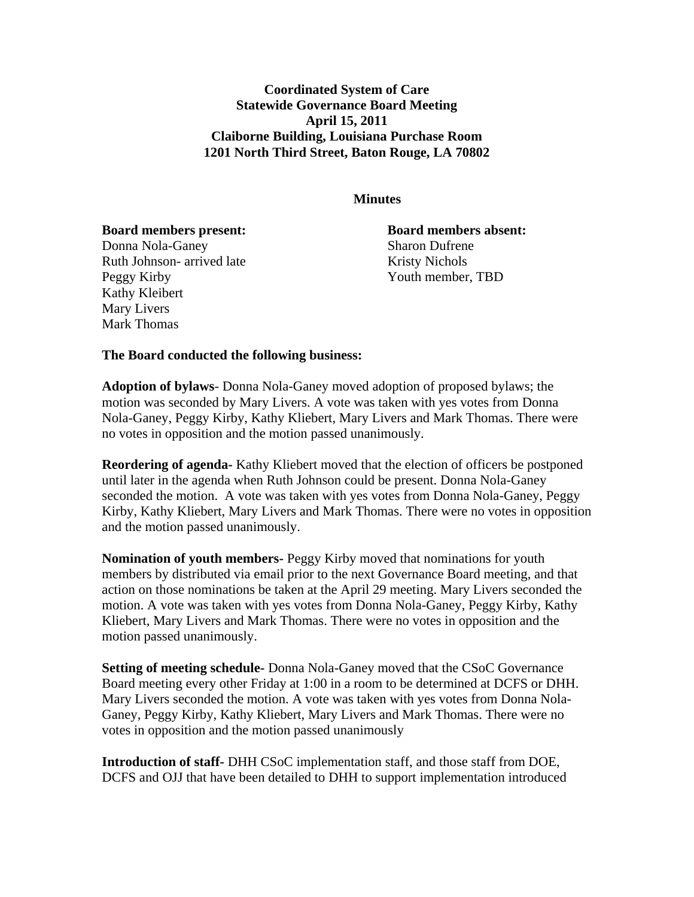**Coordinated System of Care**
**Statewide Governance Board Meeting**
**April 15, 2011**
**Claiborne Building, Louisiana Purchase Room**
**1201 North Third Street, Baton Rouge, LA 70802**

**Minutes**

**Board members present:**
Donna Nola-Ganey
Ruth Johnson- arrived late
Peggy Kirby
Kathy Kleibert
Mary Livers
Mark Thomas

**Board members absent:**
Sharon Dufrene
Kristy Nichols
Youth member, TBD

**The Board conducted the following business:**

**Adoption of bylaws**- Donna Nola-Ganey moved adoption of proposed bylaws; the motion was seconded by Mary Livers. A vote was taken with yes votes from Donna Nola-Ganey, Peggy Kirby, Kathy Kliebert, Mary Livers and Mark Thomas. There were no votes in opposition and the motion passed unanimously.

**Reordering of agenda-** Kathy Kliebert moved that the election of officers be postponed until later in the agenda when Ruth Johnson could be present. Donna Nola-Ganey seconded the motion. A vote was taken with yes votes from Donna Nola-Ganey, Peggy Kirby, Kathy Kliebert, Mary Livers and Mark Thomas. There were no votes in opposition and the motion passed unanimously.

**Nomination of youth members-** Peggy Kirby moved that nominations for youth members by distributed via email prior to the next Governance Board meeting, and that action on those nominations be taken at the April 29 meeting. Mary Livers seconded the motion. A vote was taken with yes votes from Donna Nola-Ganey, Peggy Kirby, Kathy Kliebert, Mary Livers and Mark Thomas. There were no votes in opposition and the motion passed unanimously.

**Setting of meeting schedule-** Donna Nola-Ganey moved that the CSoC Governance Board meeting every other Friday at 1:00 in a room to be determined at DCFS or DHH. Mary Livers seconded the motion. A vote was taken with yes votes from Donna Nola-Ganey, Peggy Kirby, Kathy Kliebert, Mary Livers and Mark Thomas. There were no votes in opposition and the motion passed unanimously

**Introduction of staff-** DHH CSoC implementation staff, and those staff from DOE, DCFS and OJJ that have been detailed to DHH to support implementation introduced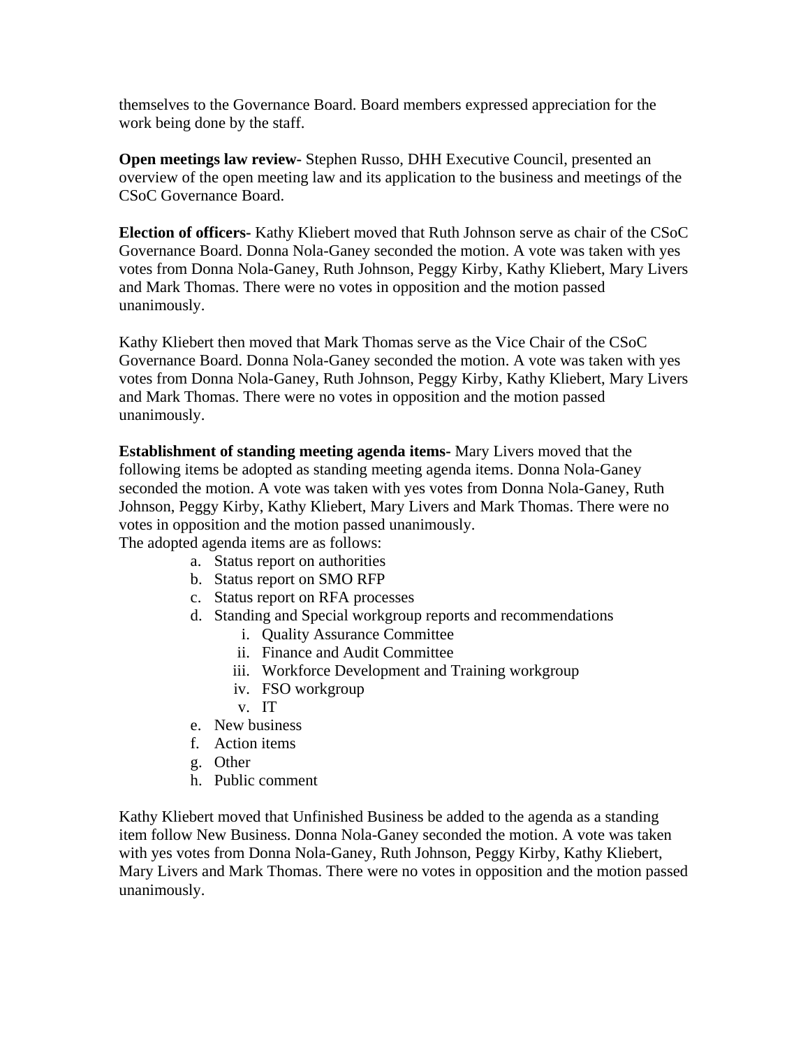themselves to the Governance Board. Board members expressed appreciation for the work being done by the staff.

**Open meetings law review-** Stephen Russo, DHH Executive Council, presented an overview of the open meeting law and its application to the business and meetings of the CSoC Governance Board.

**Election of officers-** Kathy Kliebert moved that Ruth Johnson serve as chair of the CSoC Governance Board. Donna Nola-Ganey seconded the motion. A vote was taken with yes votes from Donna Nola-Ganey, Ruth Johnson, Peggy Kirby, Kathy Kliebert, Mary Livers and Mark Thomas. There were no votes in opposition and the motion passed unanimously.

Kathy Kliebert then moved that Mark Thomas serve as the Vice Chair of the CSoC Governance Board. Donna Nola-Ganey seconded the motion. A vote was taken with yes votes from Donna Nola-Ganey, Ruth Johnson, Peggy Kirby, Kathy Kliebert, Mary Livers and Mark Thomas. There were no votes in opposition and the motion passed unanimously.

**Establishment of standing meeting agenda items-** Mary Livers moved that the following items be adopted as standing meeting agenda items. Donna Nola-Ganey seconded the motion. A vote was taken with yes votes from Donna Nola-Ganey, Ruth Johnson, Peggy Kirby, Kathy Kliebert, Mary Livers and Mark Thomas. There were no votes in opposition and the motion passed unanimously.
The adopted agenda items are as follows:

a. Status report on authorities
b. Status report on SMO RFP
c. Status report on RFA processes
d. Standing and Special workgroup reports and recommendations
    i. Quality Assurance Committee
    ii. Finance and Audit Committee
    iii. Workforce Development and Training workgroup
    iv. FSO workgroup
    v. IT
e. New business
f. Action items
g. Other
h. Public comment

Kathy Kliebert moved that Unfinished Business be added to the agenda as a standing item follow New Business. Donna Nola-Ganey seconded the motion. A vote was taken with yes votes from Donna Nola-Ganey, Ruth Johnson, Peggy Kirby, Kathy Kliebert, Mary Livers and Mark Thomas. There were no votes in opposition and the motion passed unanimously.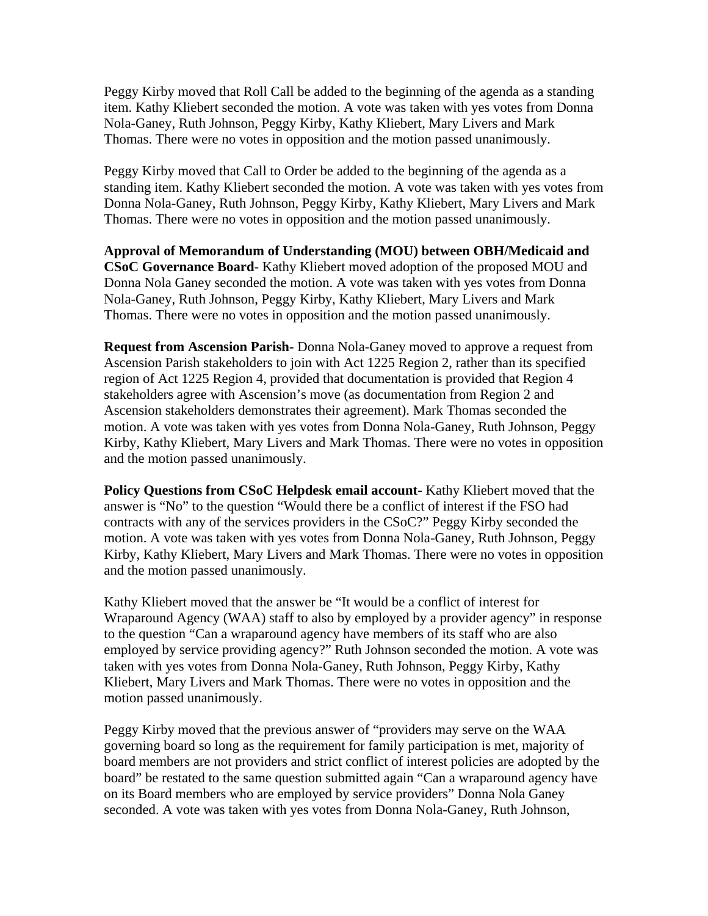Peggy Kirby moved that Roll Call be added to the beginning of the agenda as a standing item. Kathy Kliebert seconded the motion. A vote was taken with yes votes from Donna Nola-Ganey, Ruth Johnson, Peggy Kirby, Kathy Kliebert, Mary Livers and Mark Thomas. There were no votes in opposition and the motion passed unanimously.

Peggy Kirby moved that Call to Order be added to the beginning of the agenda as a standing item. Kathy Kliebert seconded the motion. A vote was taken with yes votes from Donna Nola-Ganey, Ruth Johnson, Peggy Kirby, Kathy Kliebert, Mary Livers and Mark Thomas. There were no votes in opposition and the motion passed unanimously.

**Approval of Memorandum of Understanding (MOU) between OBH/Medicaid and CSoC Governance Board**- Kathy Kliebert moved adoption of the proposed MOU and Donna Nola Ganey seconded the motion. A vote was taken with yes votes from Donna Nola-Ganey, Ruth Johnson, Peggy Kirby, Kathy Kliebert, Mary Livers and Mark Thomas. There were no votes in opposition and the motion passed unanimously.

**Request from Ascension Parish-** Donna Nola-Ganey moved to approve a request from Ascension Parish stakeholders to join with Act 1225 Region 2, rather than its specified region of Act 1225 Region 4, provided that documentation is provided that Region 4 stakeholders agree with Ascension's move (as documentation from Region 2 and Ascension stakeholders demonstrates their agreement). Mark Thomas seconded the motion. A vote was taken with yes votes from Donna Nola-Ganey, Ruth Johnson, Peggy Kirby, Kathy Kliebert, Mary Livers and Mark Thomas. There were no votes in opposition and the motion passed unanimously.

**Policy Questions from CSoC Helpdesk email account-** Kathy Kliebert moved that the answer is "No" to the question "Would there be a conflict of interest if the FSO had contracts with any of the services providers in the CSoC?" Peggy Kirby seconded the motion. A vote was taken with yes votes from Donna Nola-Ganey, Ruth Johnson, Peggy Kirby, Kathy Kliebert, Mary Livers and Mark Thomas. There were no votes in opposition and the motion passed unanimously.

Kathy Kliebert moved that the answer be "It would be a conflict of interest for Wraparound Agency (WAA) staff to also by employed by a provider agency" in response to the question "Can a wraparound agency have members of its staff who are also employed by service providing agency?" Ruth Johnson seconded the motion. A vote was taken with yes votes from Donna Nola-Ganey, Ruth Johnson, Peggy Kirby, Kathy Kliebert, Mary Livers and Mark Thomas. There were no votes in opposition and the motion passed unanimously.

Peggy Kirby moved that the previous answer of "providers may serve on the WAA governing board so long as the requirement for family participation is met, majority of board members are not providers and strict conflict of interest policies are adopted by the board" be restated to the same question submitted again "Can a wraparound agency have on its Board members who are employed by service providers" Donna Nola Ganey seconded. A vote was taken with yes votes from Donna Nola-Ganey, Ruth Johnson,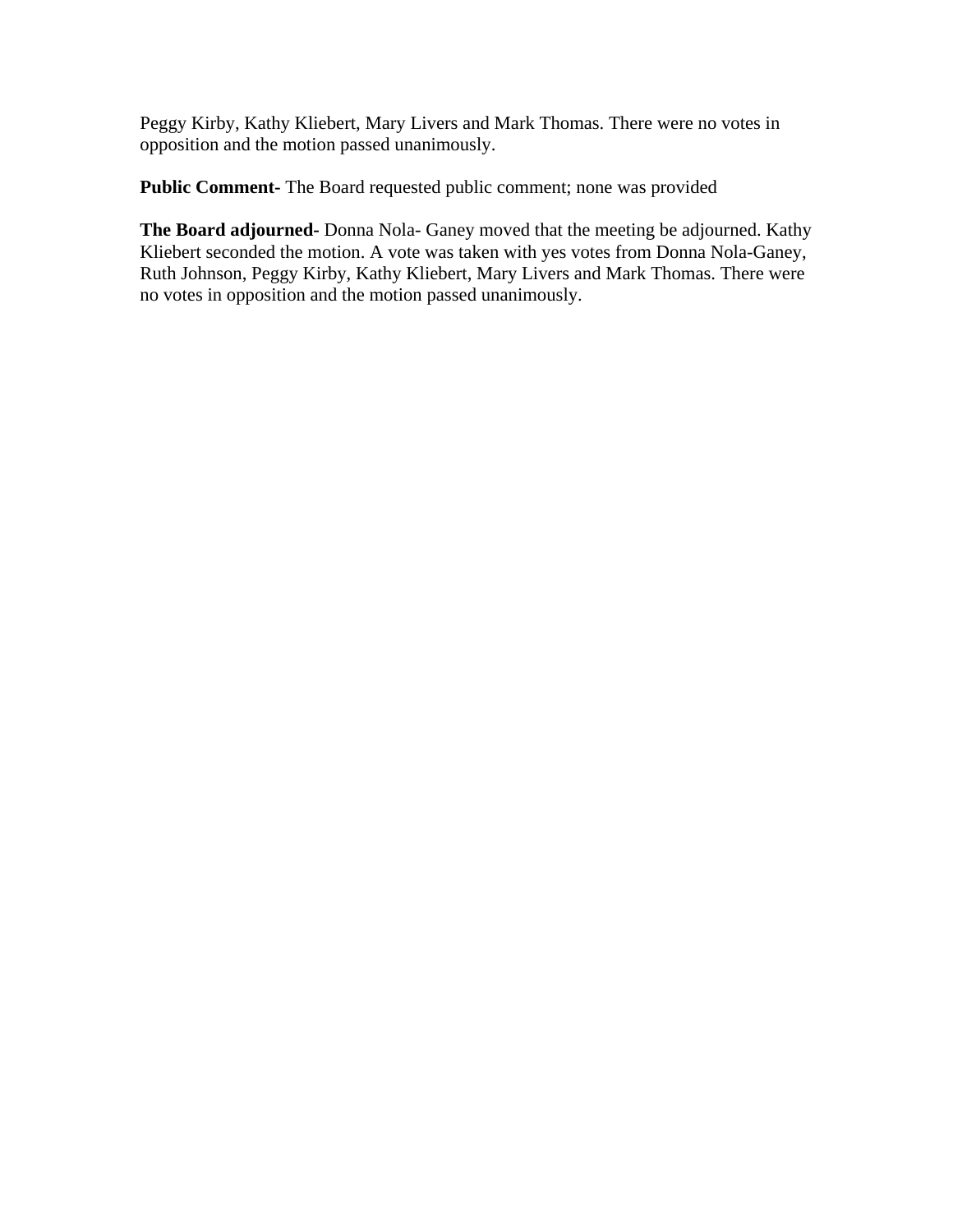Peggy Kirby, Kathy Kliebert, Mary Livers and Mark Thomas. There were no votes in opposition and the motion passed unanimously.

**Public Comment-** The Board requested public comment; none was provided

**The Board adjourned-** Donna Nola- Ganey moved that the meeting be adjourned. Kathy Kliebert seconded the motion. A vote was taken with yes votes from Donna Nola-Ganey, Ruth Johnson, Peggy Kirby, Kathy Kliebert, Mary Livers and Mark Thomas. There were no votes in opposition and the motion passed unanimously.